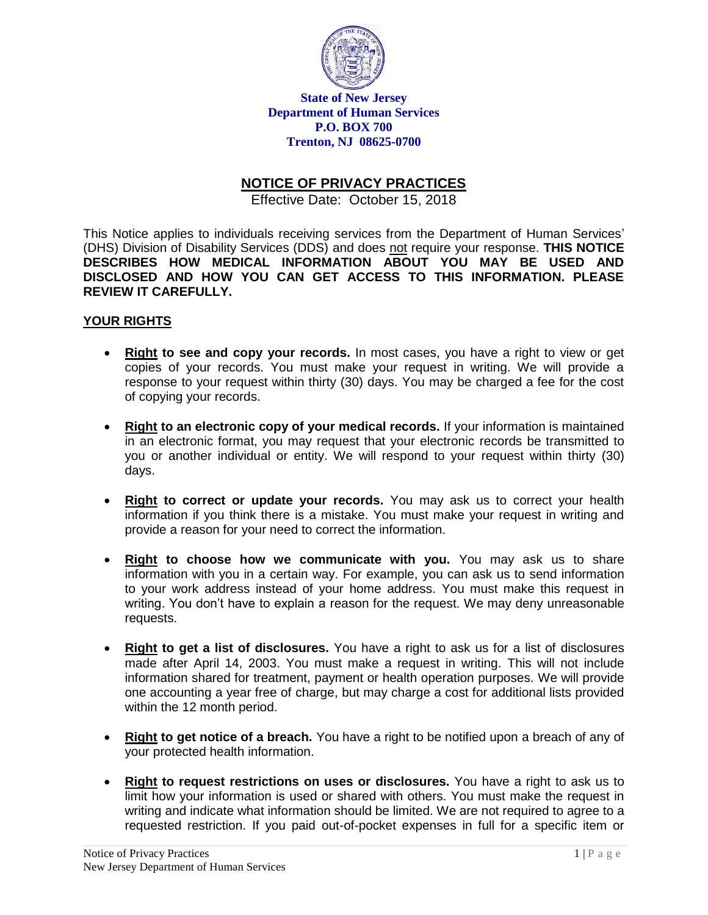**State of New Jersey**
**Department of Human Services**
**P.O. BOX 700**
**Trenton, NJ 08625-0700**

# NOTICE OF PRIVACY PRACTICES

Effective Date: October 15, 2018

This Notice applies to individuals receiving services from the Department of Human Services' (DHS) Division of Disability Services (DDS) and does not require your response. **THIS NOTICE DESCRIBES HOW MEDICAL INFORMATION ABOUT YOU MAY BE USED AND DISCLOSED AND HOW YOU CAN GET ACCESS TO THIS INFORMATION. PLEASE REVIEW IT CAREFULLY.**

## YOUR RIGHTS

- **Right to see and copy your records.** In most cases, you have a right to view or get copies of your records. You must make your request in writing. We will provide a response to your request within thirty (30) days. You may be charged a fee for the cost of copying your records.

- **Right to an electronic copy of your medical records.** If your information is maintained in an electronic format, you may request that your electronic records be transmitted to you or another individual or entity. We will respond to your request within thirty (30) days.

- **Right to correct or update your records.** You may ask us to correct your health information if you think there is a mistake. You must make your request in writing and provide a reason for your need to correct the information.

- **Right to choose how we communicate with you.** You may ask us to share information with you in a certain way. For example, you can ask us to send information to your work address instead of your home address. You must make this request in writing. You don't have to explain a reason for the request. We may deny unreasonable requests.

- **Right to get a list of disclosures.** You have a right to ask us for a list of disclosures made after April 14, 2003. You must make a request in writing. This will not include information shared for treatment, payment or health operation purposes. We will provide one accounting a year free of charge, but may charge a cost for additional lists provided within the 12 month period.

- **Right to get notice of a breach.** You have a right to be notified upon a breach of any of your protected health information.

- **Right to request restrictions on uses or disclosures.** You have a right to ask us to limit how your information is used or shared with others. You must make the request in writing and indicate what information should be limited. We are not required to agree to a requested restriction. If you paid out-of-pocket expenses in full for a specific item or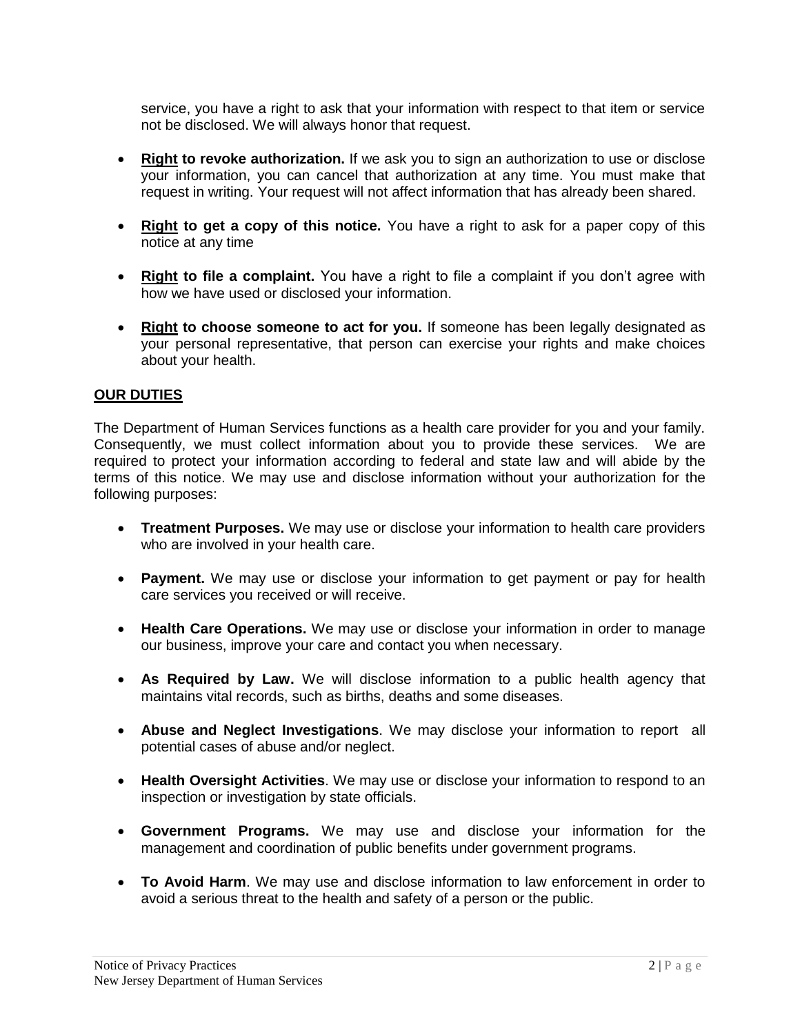service, you have a right to ask that your information with respect to that item or service not be disclosed. We will always honor that request.

- **Right to revoke authorization.** If we ask you to sign an authorization to use or disclose your information, you can cancel that authorization at any time. You must make that request in writing. Your request will not affect information that has already been shared.

- **Right to get a copy of this notice.** You have a right to ask for a paper copy of this notice at any time

- **Right to file a complaint.** You have a right to file a complaint if you don't agree with how we have used or disclosed your information.

- **Right to choose someone to act for you.** If someone has been legally designated as your personal representative, that person can exercise your rights and make choices about your health.

## OUR DUTIES

The Department of Human Services functions as a health care provider for you and your family. Consequently, we must collect information about you to provide these services. We are required to protect your information according to federal and state law and will abide by the terms of this notice. We may use and disclose information without your authorization for the following purposes:

- **Treatment Purposes.** We may use or disclose your information to health care providers who are involved in your health care.

- **Payment.** We may use or disclose your information to get payment or pay for health care services you received or will receive.

- **Health Care Operations.** We may use or disclose your information in order to manage our business, improve your care and contact you when necessary.

- **As Required by Law.** We will disclose information to a public health agency that maintains vital records, such as births, deaths and some diseases.

- **Abuse and Neglect Investigations**. We may disclose your information to report all potential cases of abuse and/or neglect.

- **Health Oversight Activities**. We may use or disclose your information to respond to an inspection or investigation by state officials.

- **Government Programs.** We may use and disclose your information for the management and coordination of public benefits under government programs.

- **To Avoid Harm**. We may use and disclose information to law enforcement in order to avoid a serious threat to the health and safety of a person or the public.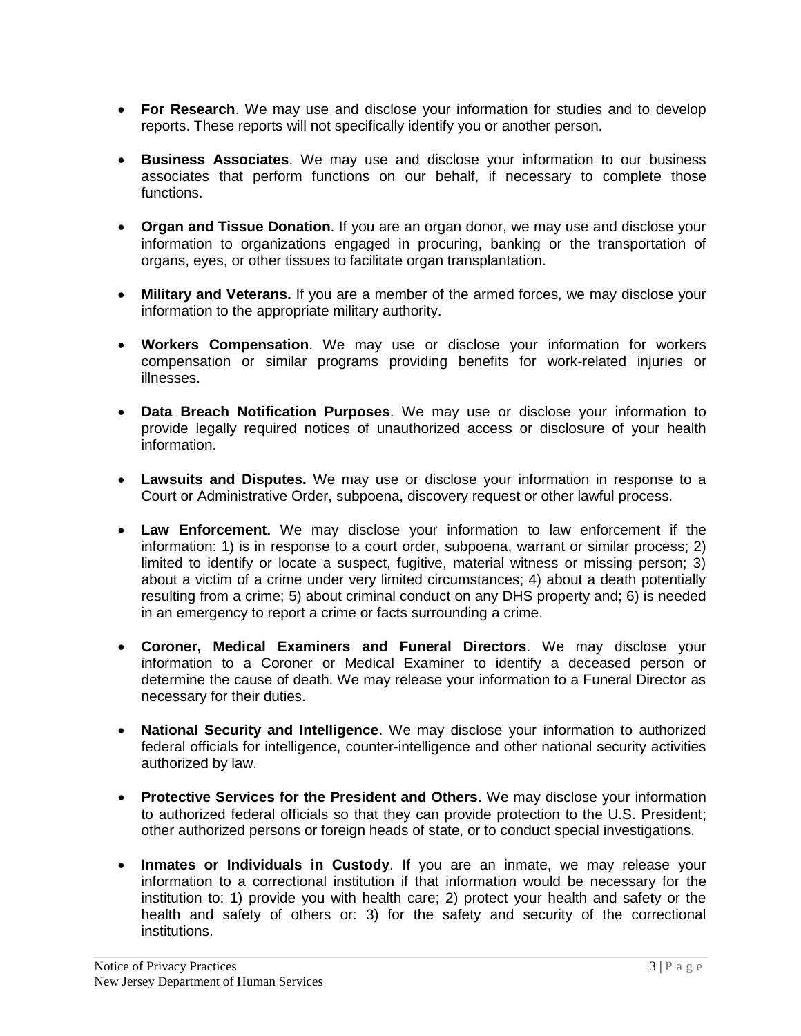- **For Research**. We may use and disclose your information for studies and to develop reports. These reports will not specifically identify you or another person.

- **Business Associates**. We may use and disclose your information to our business associates that perform functions on our behalf, if necessary to complete those functions.

- **Organ and Tissue Donation**. If you are an organ donor, we may use and disclose your information to organizations engaged in procuring, banking or the transportation of organs, eyes, or other tissues to facilitate organ transplantation.

- **Military and Veterans.** If you are a member of the armed forces, we may disclose your information to the appropriate military authority.

- **Workers Compensation**. We may use or disclose your information for workers compensation or similar programs providing benefits for work-related injuries or illnesses.

- **Data Breach Notification Purposes**. We may use or disclose your information to provide legally required notices of unauthorized access or disclosure of your health information.

- **Lawsuits and Disputes.** We may use or disclose your information in response to a Court or Administrative Order, subpoena, discovery request or other lawful process.

- **Law Enforcement.** We may disclose your information to law enforcement if the information: 1) is in response to a court order, subpoena, warrant or similar process; 2) limited to identify or locate a suspect, fugitive, material witness or missing person; 3) about a victim of a crime under very limited circumstances; 4) about a death potentially resulting from a crime; 5) about criminal conduct on any DHS property and; 6) is needed in an emergency to report a crime or facts surrounding a crime.

- **Coroner, Medical Examiners and Funeral Directors**. We may disclose your information to a Coroner or Medical Examiner to identify a deceased person or determine the cause of death. We may release your information to a Funeral Director as necessary for their duties.

- **National Security and Intelligence**. We may disclose your information to authorized federal officials for intelligence, counter-intelligence and other national security activities authorized by law.

- **Protective Services for the President and Others**. We may disclose your information to authorized federal officials so that they can provide protection to the U.S. President; other authorized persons or foreign heads of state, or to conduct special investigations.

- **Inmates or Individuals in Custody**. If you are an inmate, we may release your information to a correctional institution if that information would be necessary for the institution to: 1) provide you with health care; 2) protect your health and safety or the health and safety of others or: 3) for the safety and security of the correctional institutions.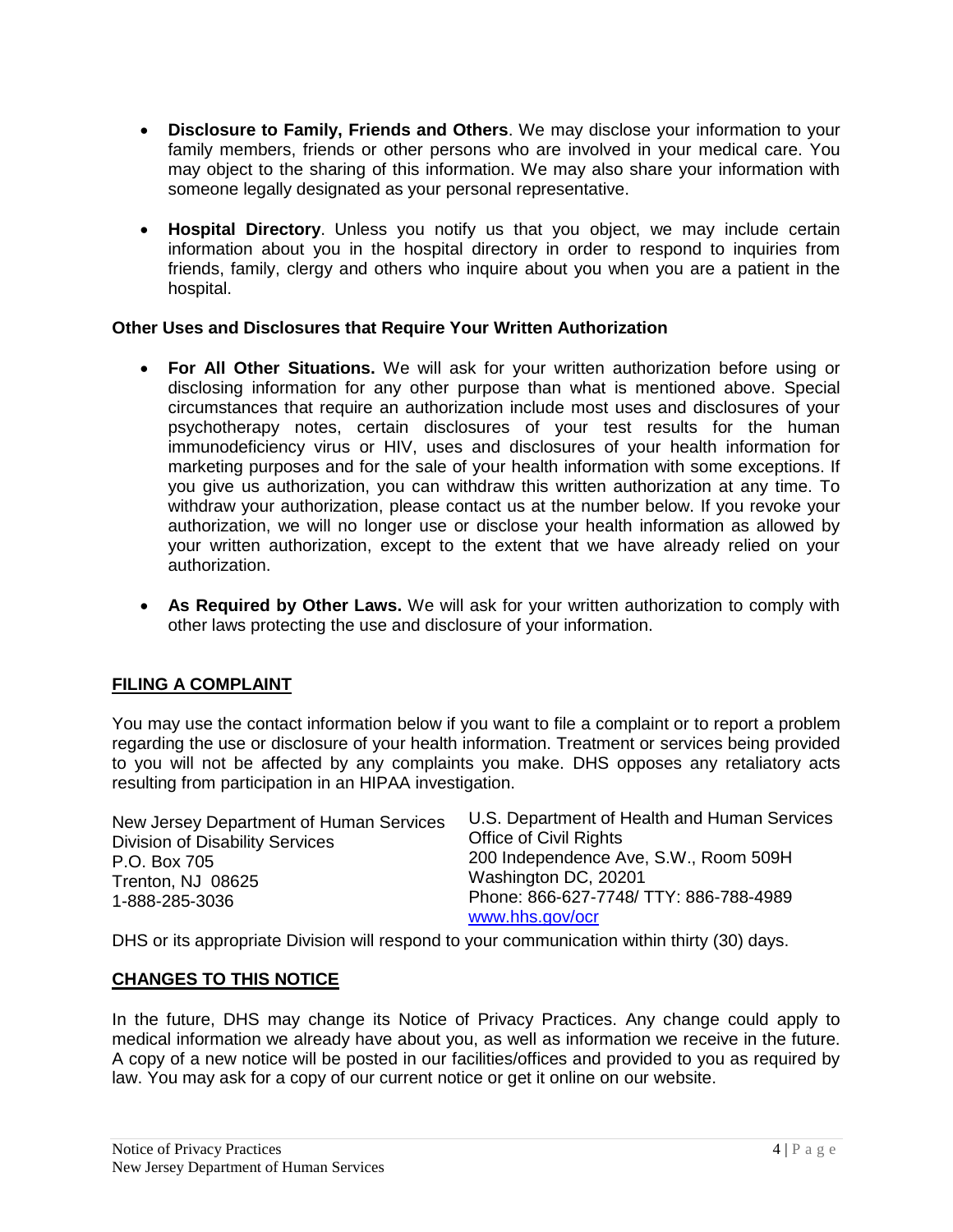- **Disclosure to Family, Friends and Others**. We may disclose your information to your family members, friends or other persons who are involved in your medical care. You may object to the sharing of this information. We may also share your information with someone legally designated as your personal representative.

- **Hospital Directory**. Unless you notify us that you object, we may include certain information about you in the hospital directory in order to respond to inquiries from friends, family, clergy and others who inquire about you when you are a patient in the hospital.

**Other Uses and Disclosures that Require Your Written Authorization**

- **For All Other Situations.** We will ask for your written authorization before using or disclosing information for any other purpose than what is mentioned above. Special circumstances that require an authorization include most uses and disclosures of your psychotherapy notes, certain disclosures of your test results for the human immunodeficiency virus or HIV, uses and disclosures of your health information for marketing purposes and for the sale of your health information with some exceptions. If you give us authorization, you can withdraw this written authorization at any time. To withdraw your authorization, please contact us at the number below. If you revoke your authorization, we will no longer use or disclose your health information as allowed by your written authorization, except to the extent that we have already relied on your authorization.

- **As Required by Other Laws.** We will ask for your written authorization to comply with other laws protecting the use and disclosure of your information.

## FILING A COMPLAINT

You may use the contact information below if you want to file a complaint or to report a problem regarding the use or disclosure of your health information. Treatment or services being provided to you will not be affected by any complaints you make. DHS opposes any retaliatory acts resulting from participation in an HIPAA investigation.

New Jersey Department of Human Services
Division of Disability Services
P.O. Box 705
Trenton, NJ 08625
1-888-285-3036

U.S. Department of Health and Human Services
Office of Civil Rights
200 Independence Ave, S.W., Room 509H
Washington DC, 20201
Phone: 866-627-7748/ TTY: 886-788-4989
www.hhs.gov/ocr

DHS or its appropriate Division will respond to your communication within thirty (30) days.

## CHANGES TO THIS NOTICE

In the future, DHS may change its Notice of Privacy Practices. Any change could apply to medical information we already have about you, as well as information we receive in the future. A copy of a new notice will be posted in our facilities/offices and provided to you as required by law. You may ask for a copy of our current notice or get it online on our website.